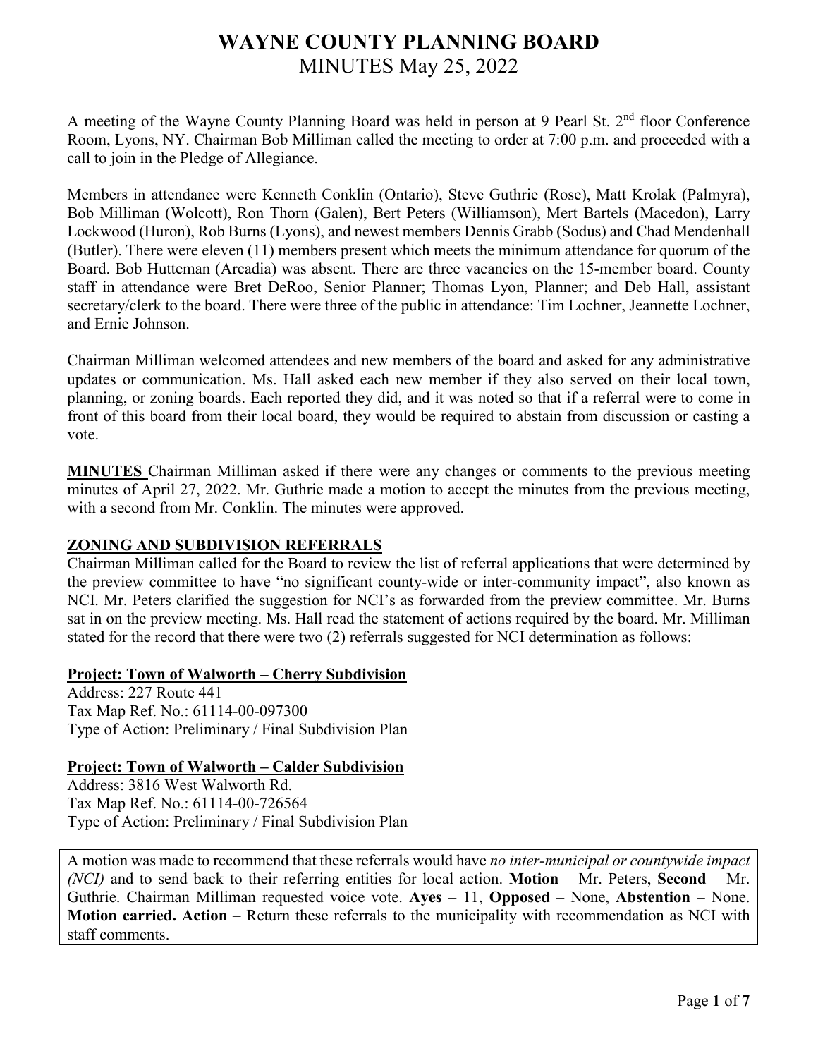# WAYNE COUNTY PLANNING BOARD
## MINUTES May 25, 2022

A meeting of the Wayne County Planning Board was held in person at 9 Pearl St. 2nd floor Conference Room, Lyons, NY. Chairman Bob Milliman called the meeting to order at 7:00 p.m. and proceeded with a call to join in the Pledge of Allegiance.

Members in attendance were Kenneth Conklin (Ontario), Steve Guthrie (Rose), Matt Krolak (Palmyra), Bob Milliman (Wolcott), Ron Thorn (Galen), Bert Peters (Williamson), Mert Bartels (Macedon), Larry Lockwood (Huron), Rob Burns (Lyons), and newest members Dennis Grabb (Sodus) and Chad Mendenhall (Butler). There were eleven (11) members present which meets the minimum attendance for quorum of the Board. Bob Hutteman (Arcadia) was absent. There are three vacancies on the 15-member board. County staff in attendance were Bret DeRoo, Senior Planner; Thomas Lyon, Planner; and Deb Hall, assistant secretary/clerk to the board. There were three of the public in attendance: Tim Lochner, Jeannette Lochner, and Ernie Johnson.

Chairman Milliman welcomed attendees and new members of the board and asked for any administrative updates or communication. Ms. Hall asked each new member if they also served on their local town, planning, or zoning boards. Each reported they did, and it was noted so that if a referral were to come in front of this board from their local board, they would be required to abstain from discussion or casting a vote.

**MINUTES** Chairman Milliman asked if there were any changes or comments to the previous meeting minutes of April 27, 2022. Mr. Guthrie made a motion to accept the minutes from the previous meeting, with a second from Mr. Conklin. The minutes were approved.

**ZONING AND SUBDIVISION REFERRALS**

Chairman Milliman called for the Board to review the list of referral applications that were determined by the preview committee to have "no significant county-wide or inter-community impact", also known as NCI. Mr. Peters clarified the suggestion for NCI's as forwarded from the preview committee. Mr. Burns sat in on the preview meeting. Ms. Hall read the statement of actions required by the board. Mr. Milliman stated for the record that there were two (2) referrals suggested for NCI determination as follows:

**Project: Town of Walworth – Cherry Subdivision**
Address: 227 Route 441
Tax Map Ref. No.: 61114-00-097300
Type of Action: Preliminary / Final Subdivision Plan

**Project: Town of Walworth – Calder Subdivision**
Address: 3816 West Walworth Rd.
Tax Map Ref. No.: 61114-00-726564
Type of Action: Preliminary / Final Subdivision Plan

A motion was made to recommend that these referrals would have *no inter-municipal or countywide impact (NCI)* and to send back to their referring entities for local action. **Motion** – Mr. Peters, **Second** – Mr. Guthrie. Chairman Milliman requested voice vote. **Ayes** – 11, **Opposed** – None, **Abstention** – None. **Motion carried. Action** – Return these referrals to the municipality with recommendation as NCI with staff comments.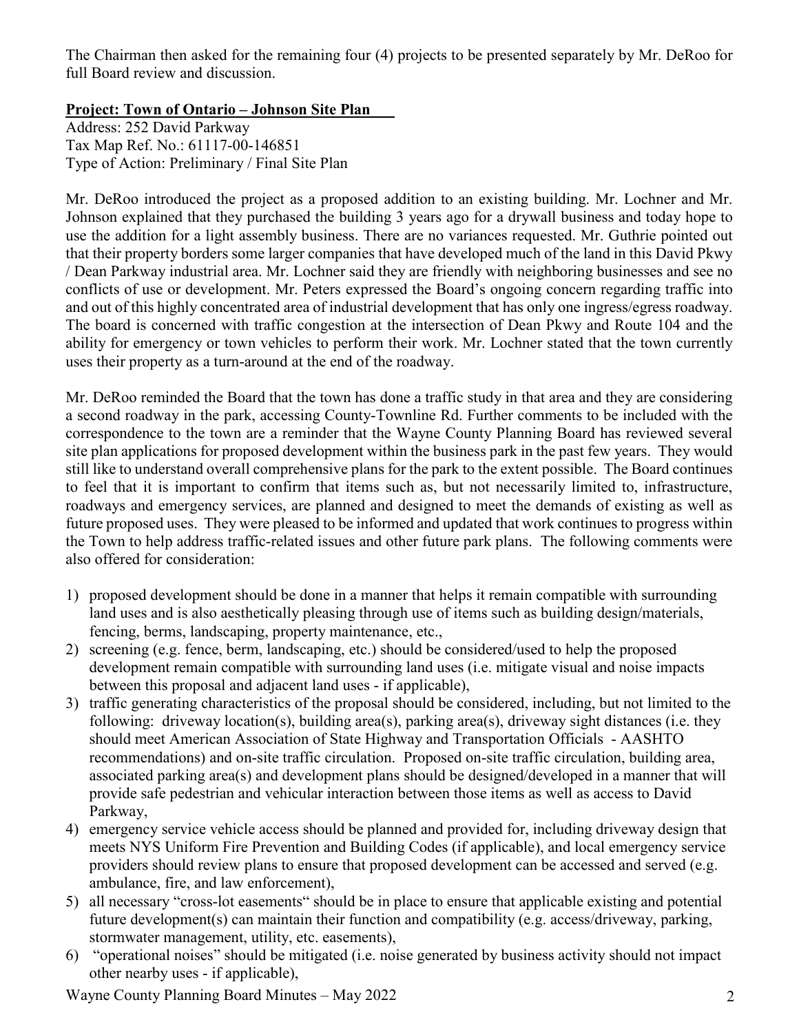The Chairman then asked for the remaining four (4) projects to be presented separately by Mr. DeRoo for full Board review and discussion.

**Project: Town of Ontario – Johnson Site Plan**

Address: 252 David Parkway
Tax Map Ref. No.: 61117-00-146851
Type of Action: Preliminary / Final Site Plan

Mr. DeRoo introduced the project as a proposed addition to an existing building. Mr. Lochner and Mr. Johnson explained that they purchased the building 3 years ago for a drywall business and today hope to use the addition for a light assembly business. There are no variances requested. Mr. Guthrie pointed out that their property borders some larger companies that have developed much of the land in this David Pkwy / Dean Parkway industrial area. Mr. Lochner said they are friendly with neighboring businesses and see no conflicts of use or development. Mr. Peters expressed the Board's ongoing concern regarding traffic into and out of this highly concentrated area of industrial development that has only one ingress/egress roadway. The board is concerned with traffic congestion at the intersection of Dean Pkwy and Route 104 and the ability for emergency or town vehicles to perform their work. Mr. Lochner stated that the town currently uses their property as a turn-around at the end of the roadway.

Mr. DeRoo reminded the Board that the town has done a traffic study in that area and they are considering a second roadway in the park, accessing County-Townline Rd. Further comments to be included with the correspondence to the town are a reminder that the Wayne County Planning Board has reviewed several site plan applications for proposed development within the business park in the past few years. They would still like to understand overall comprehensive plans for the park to the extent possible. The Board continues to feel that it is important to confirm that items such as, but not necessarily limited to, infrastructure, roadways and emergency services, are planned and designed to meet the demands of existing as well as future proposed uses. They were pleased to be informed and updated that work continues to progress within the Town to help address traffic-related issues and other future park plans. The following comments were also offered for consideration:

1) proposed development should be done in a manner that helps it remain compatible with surrounding land uses and is also aesthetically pleasing through use of items such as building design/materials, fencing, berms, landscaping, property maintenance, etc.,
2) screening (e.g. fence, berm, landscaping, etc.) should be considered/used to help the proposed development remain compatible with surrounding land uses (i.e. mitigate visual and noise impacts between this proposal and adjacent land uses - if applicable),
3) traffic generating characteristics of the proposal should be considered, including, but not limited to the following: driveway location(s), building area(s), parking area(s), driveway sight distances (i.e. they should meet American Association of State Highway and Transportation Officials - AASHTO recommendations) and on-site traffic circulation. Proposed on-site traffic circulation, building area, associated parking area(s) and development plans should be designed/developed in a manner that will provide safe pedestrian and vehicular interaction between those items as well as access to David Parkway,
4) emergency service vehicle access should be planned and provided for, including driveway design that meets NYS Uniform Fire Prevention and Building Codes (if applicable), and local emergency service providers should review plans to ensure that proposed development can be accessed and served (e.g. ambulance, fire, and law enforcement),
5) all necessary "cross-lot easements" should be in place to ensure that applicable existing and potential future development(s) can maintain their function and compatibility (e.g. access/driveway, parking, stormwater management, utility, etc. easements),
6) "operational noises" should be mitigated (i.e. noise generated by business activity should not impact other nearby uses - if applicable),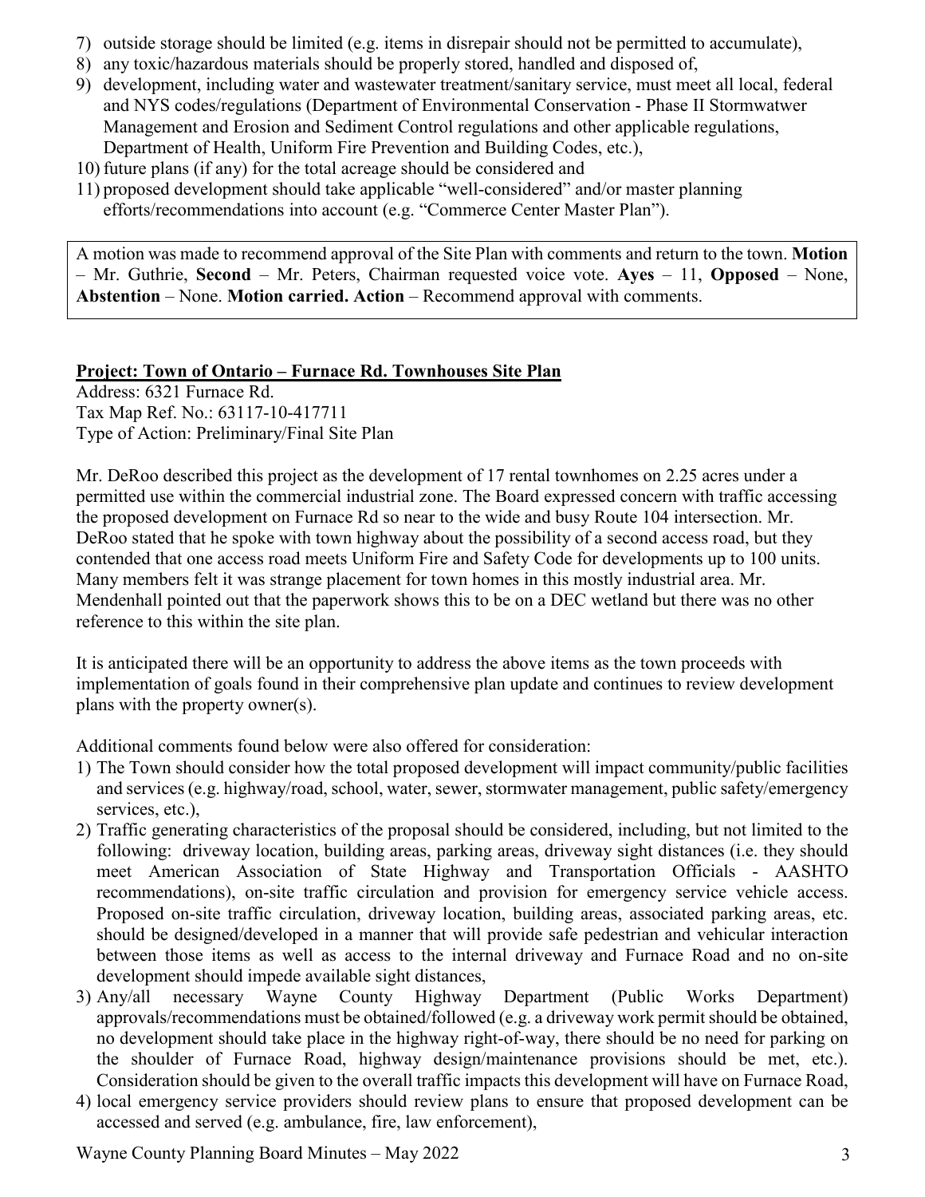7) outside storage should be limited (e.g. items in disrepair should not be permitted to accumulate),
8) any toxic/hazardous materials should be properly stored, handled and disposed of,
9) development, including water and wastewater treatment/sanitary service, must meet all local, federal and NYS codes/regulations (Department of Environmental Conservation - Phase II Stormwatwer Management and Erosion and Sediment Control regulations and other applicable regulations, Department of Health, Uniform Fire Prevention and Building Codes, etc.),
10) future plans (if any) for the total acreage should be considered and
11) proposed development should take applicable "well-considered" and/or master planning efforts/recommendations into account (e.g. "Commerce Center Master Plan").

A motion was made to recommend approval of the Site Plan with comments and return to the town. **Motion** – Mr. Guthrie, **Second** – Mr. Peters, Chairman requested voice vote. **Ayes** – 11, **Opposed** – None, **Abstention** – None. **Motion carried. Action** – Recommend approval with comments.

**Project: Town of Ontario – Furnace Rd. Townhouses Site Plan**

Address: 6321 Furnace Rd.
Tax Map Ref. No.: 63117-10-417711
Type of Action: Preliminary/Final Site Plan

Mr. DeRoo described this project as the development of 17 rental townhomes on 2.25 acres under a permitted use within the commercial industrial zone. The Board expressed concern with traffic accessing the proposed development on Furnace Rd so near to the wide and busy Route 104 intersection. Mr. DeRoo stated that he spoke with town highway about the possibility of a second access road, but they contended that one access road meets Uniform Fire and Safety Code for developments up to 100 units. Many members felt it was strange placement for town homes in this mostly industrial area. Mr. Mendenhall pointed out that the paperwork shows this to be on a DEC wetland but there was no other reference to this within the site plan.

It is anticipated there will be an opportunity to address the above items as the town proceeds with implementation of goals found in their comprehensive plan update and continues to review development plans with the property owner(s).

Additional comments found below were also offered for consideration:

1) The Town should consider how the total proposed development will impact community/public facilities and services (e.g. highway/road, school, water, sewer, stormwater management, public safety/emergency services, etc.),
2) Traffic generating characteristics of the proposal should be considered, including, but not limited to the following: driveway location, building areas, parking areas, driveway sight distances (i.e. they should meet American Association of State Highway and Transportation Officials - AASHTO recommendations), on-site traffic circulation and provision for emergency service vehicle access. Proposed on-site traffic circulation, driveway location, building areas, associated parking areas, etc. should be designed/developed in a manner that will provide safe pedestrian and vehicular interaction between those items as well as access to the internal driveway and Furnace Road and no on-site development should impede available sight distances,
3) Any/all necessary Wayne County Highway Department (Public Works Department) approvals/recommendations must be obtained/followed (e.g. a driveway work permit should be obtained, no development should take place in the highway right-of-way, there should be no need for parking on the shoulder of Furnace Road, highway design/maintenance provisions should be met, etc.). Consideration should be given to the overall traffic impacts this development will have on Furnace Road,
4) local emergency service providers should review plans to ensure that proposed development can be accessed and served (e.g. ambulance, fire, law enforcement),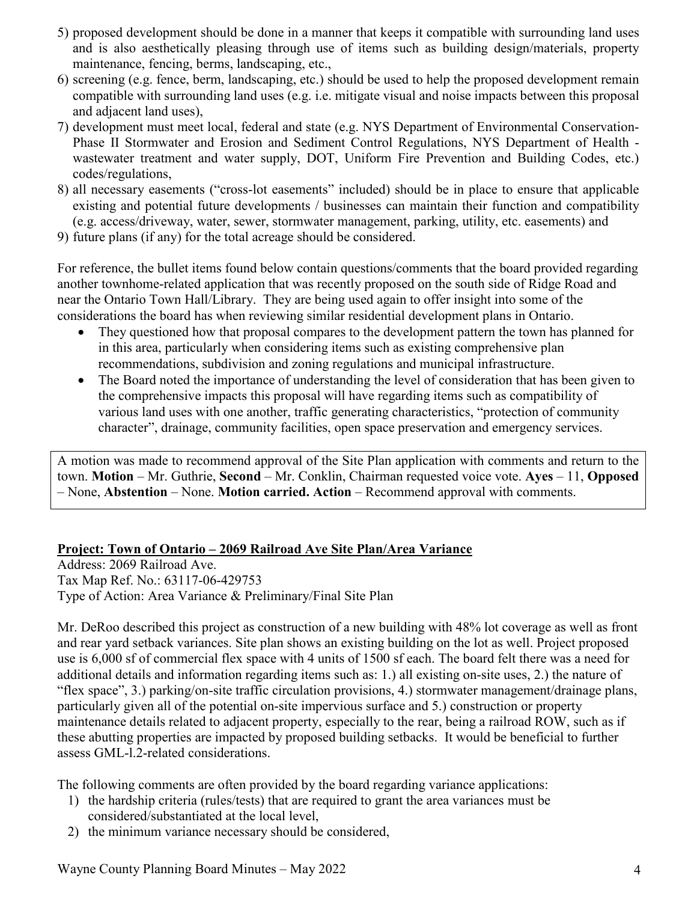5) proposed development should be done in a manner that keeps it compatible with surrounding land uses and is also aesthetically pleasing through use of items such as building design/materials, property maintenance, fencing, berms, landscaping, etc.,
6) screening (e.g. fence, berm, landscaping, etc.) should be used to help the proposed development remain compatible with surrounding land uses (e.g. i.e. mitigate visual and noise impacts between this proposal and adjacent land uses),
7) development must meet local, federal and state (e.g. NYS Department of Environmental Conservation-Phase II Stormwater and Erosion and Sediment Control Regulations, NYS Department of Health - wastewater treatment and water supply, DOT, Uniform Fire Prevention and Building Codes, etc.) codes/regulations,
8) all necessary easements ("cross-lot easements" included) should be in place to ensure that applicable existing and potential future developments / businesses can maintain their function and compatibility (e.g. access/driveway, water, sewer, stormwater management, parking, utility, etc. easements) and
9) future plans (if any) for the total acreage should be considered.

For reference, the bullet items found below contain questions/comments that the board provided regarding another townhome-related application that was recently proposed on the south side of Ridge Road and near the Ontario Town Hall/Library. They are being used again to offer insight into some of the considerations the board has when reviewing similar residential development plans in Ontario.

- They questioned how that proposal compares to the development pattern the town has planned for in this area, particularly when considering items such as existing comprehensive plan recommendations, subdivision and zoning regulations and municipal infrastructure.
- The Board noted the importance of understanding the level of consideration that has been given to the comprehensive impacts this proposal will have regarding items such as compatibility of various land uses with one another, traffic generating characteristics, "protection of community character", drainage, community facilities, open space preservation and emergency services.

A motion was made to recommend approval of the Site Plan application with comments and return to the town. **Motion** – Mr. Guthrie, **Second** – Mr. Conklin, Chairman requested voice vote. **Ayes** – 11, **Opposed** – None, **Abstention** – None. **Motion carried. Action** – Recommend approval with comments.

**Project: Town of Ontario – 2069 Railroad Ave Site Plan/Area Variance**

Address: 2069 Railroad Ave.
Tax Map Ref. No.: 63117-06-429753
Type of Action: Area Variance & Preliminary/Final Site Plan

Mr. DeRoo described this project as construction of a new building with 48% lot coverage as well as front and rear yard setback variances. Site plan shows an existing building on the lot as well. Project proposed use is 6,000 sf of commercial flex space with 4 units of 1500 sf each. The board felt there was a need for additional details and information regarding items such as: 1.) all existing on-site uses, 2.) the nature of "flex space", 3.) parking/on-site traffic circulation provisions, 4.) stormwater management/drainage plans, particularly given all of the potential on-site impervious surface and 5.) construction or property maintenance details related to adjacent property, especially to the rear, being a railroad ROW, such as if these abutting properties are impacted by proposed building setbacks. It would be beneficial to further assess GML-l.2-related considerations.

The following comments are often provided by the board regarding variance applications:

1) the hardship criteria (rules/tests) that are required to grant the area variances must be considered/substantiated at the local level,
2) the minimum variance necessary should be considered,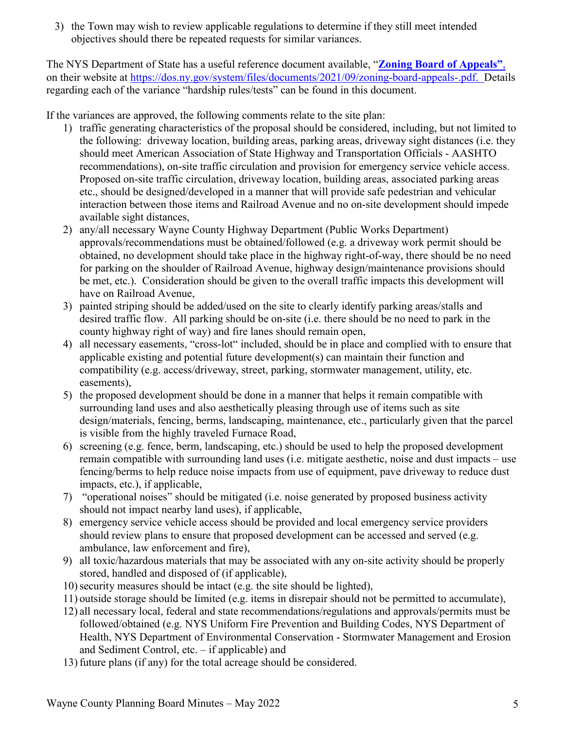3) the Town may wish to review applicable regulations to determine if they still meet intended objectives should there be repeated requests for similar variances.

The NYS Department of State has a useful reference document available, "**Zoning Board of Appeals**", on their website at https://dos.ny.gov/system/files/documents/2021/09/zoning-board-appeals-.pdf. Details regarding each of the variance "hardship rules/tests" can be found in this document.

If the variances are approved, the following comments relate to the site plan:

1) traffic generating characteristics of the proposal should be considered, including, but not limited to the following: driveway location, building areas, parking areas, driveway sight distances (i.e. they should meet American Association of State Highway and Transportation Officials - AASHTO recommendations), on-site traffic circulation and provision for emergency service vehicle access. Proposed on-site traffic circulation, driveway location, building areas, associated parking areas etc., should be designed/developed in a manner that will provide safe pedestrian and vehicular interaction between those items and Railroad Avenue and no on-site development should impede available sight distances,
2) any/all necessary Wayne County Highway Department (Public Works Department) approvals/recommendations must be obtained/followed (e.g. a driveway work permit should be obtained, no development should take place in the highway right-of-way, there should be no need for parking on the shoulder of Railroad Avenue, highway design/maintenance provisions should be met, etc.). Consideration should be given to the overall traffic impacts this development will have on Railroad Avenue,
3) painted striping should be added/used on the site to clearly identify parking areas/stalls and desired traffic flow. All parking should be on-site (i.e. there should be no need to park in the county highway right of way) and fire lanes should remain open,
4) all necessary easements, "cross-lot" included, should be in place and complied with to ensure that applicable existing and potential future development(s) can maintain their function and compatibility (e.g. access/driveway, street, parking, stormwater management, utility, etc. easements),
5) the proposed development should be done in a manner that helps it remain compatible with surrounding land uses and also aesthetically pleasing through use of items such as site design/materials, fencing, berms, landscaping, maintenance, etc., particularly given that the parcel is visible from the highly traveled Furnace Road,
6) screening (e.g. fence, berm, landscaping, etc.) should be used to help the proposed development remain compatible with surrounding land uses (i.e. mitigate aesthetic, noise and dust impacts – use fencing/berms to help reduce noise impacts from use of equipment, pave driveway to reduce dust impacts, etc.), if applicable,
7) "operational noises" should be mitigated (i.e. noise generated by proposed business activity should not impact nearby land uses), if applicable,
8) emergency service vehicle access should be provided and local emergency service providers should review plans to ensure that proposed development can be accessed and served (e.g. ambulance, law enforcement and fire),
9) all toxic/hazardous materials that may be associated with any on-site activity should be properly stored, handled and disposed of (if applicable),
10) security measures should be intact (e.g. the site should be lighted),
11) outside storage should be limited (e.g. items in disrepair should not be permitted to accumulate),
12) all necessary local, federal and state recommendations/regulations and approvals/permits must be followed/obtained (e.g. NYS Uniform Fire Prevention and Building Codes, NYS Department of Health, NYS Department of Environmental Conservation - Stormwater Management and Erosion and Sediment Control, etc. – if applicable) and
13) future plans (if any) for the total acreage should be considered.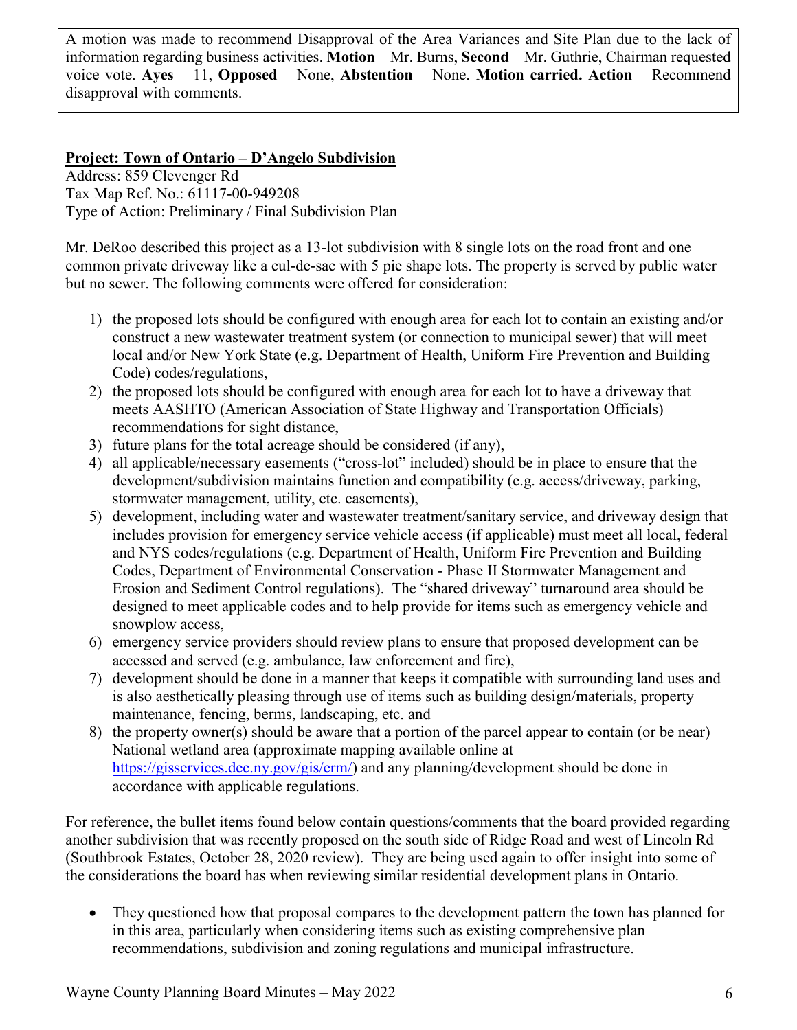A motion was made to recommend Disapproval of the Area Variances and Site Plan due to the lack of information regarding business activities. **Motion** – Mr. Burns, **Second** – Mr. Guthrie, Chairman requested voice vote. **Ayes** – 11, **Opposed** – None, **Abstention** – None. **Motion carried. Action** – Recommend disapproval with comments.

**Project: Town of Ontario – D'Angelo Subdivision**

Address: 859 Clevenger Rd
Tax Map Ref. No.: 61117-00-949208
Type of Action: Preliminary / Final Subdivision Plan

Mr. DeRoo described this project as a 13-lot subdivision with 8 single lots on the road front and one common private driveway like a cul-de-sac with 5 pie shape lots. The property is served by public water but no sewer. The following comments were offered for consideration:

1) the proposed lots should be configured with enough area for each lot to contain an existing and/or construct a new wastewater treatment system (or connection to municipal sewer) that will meet local and/or New York State (e.g. Department of Health, Uniform Fire Prevention and Building Code) codes/regulations,
2) the proposed lots should be configured with enough area for each lot to have a driveway that meets AASHTO (American Association of State Highway and Transportation Officials) recommendations for sight distance,
3) future plans for the total acreage should be considered (if any),
4) all applicable/necessary easements ("cross-lot" included) should be in place to ensure that the development/subdivision maintains function and compatibility (e.g. access/driveway, parking, stormwater management, utility, etc. easements),
5) development, including water and wastewater treatment/sanitary service, and driveway design that includes provision for emergency service vehicle access (if applicable) must meet all local, federal and NYS codes/regulations (e.g. Department of Health, Uniform Fire Prevention and Building Codes, Department of Environmental Conservation - Phase II Stormwater Management and Erosion and Sediment Control regulations). The "shared driveway" turnaround area should be designed to meet applicable codes and to help provide for items such as emergency vehicle and snowplow access,
6) emergency service providers should review plans to ensure that proposed development can be accessed and served (e.g. ambulance, law enforcement and fire),
7) development should be done in a manner that keeps it compatible with surrounding land uses and is also aesthetically pleasing through use of items such as building design/materials, property maintenance, fencing, berms, landscaping, etc. and
8) the property owner(s) should be aware that a portion of the parcel appear to contain (or be near) National wetland area (approximate mapping available online at https://gisservices.dec.ny.gov/gis/erm/) and any planning/development should be done in accordance with applicable regulations.

For reference, the bullet items found below contain questions/comments that the board provided regarding another subdivision that was recently proposed on the south side of Ridge Road and west of Lincoln Rd (Southbrook Estates, October 28, 2020 review). They are being used again to offer insight into some of the considerations the board has when reviewing similar residential development plans in Ontario.

- They questioned how that proposal compares to the development pattern the town has planned for in this area, particularly when considering items such as existing comprehensive plan recommendations, subdivision and zoning regulations and municipal infrastructure.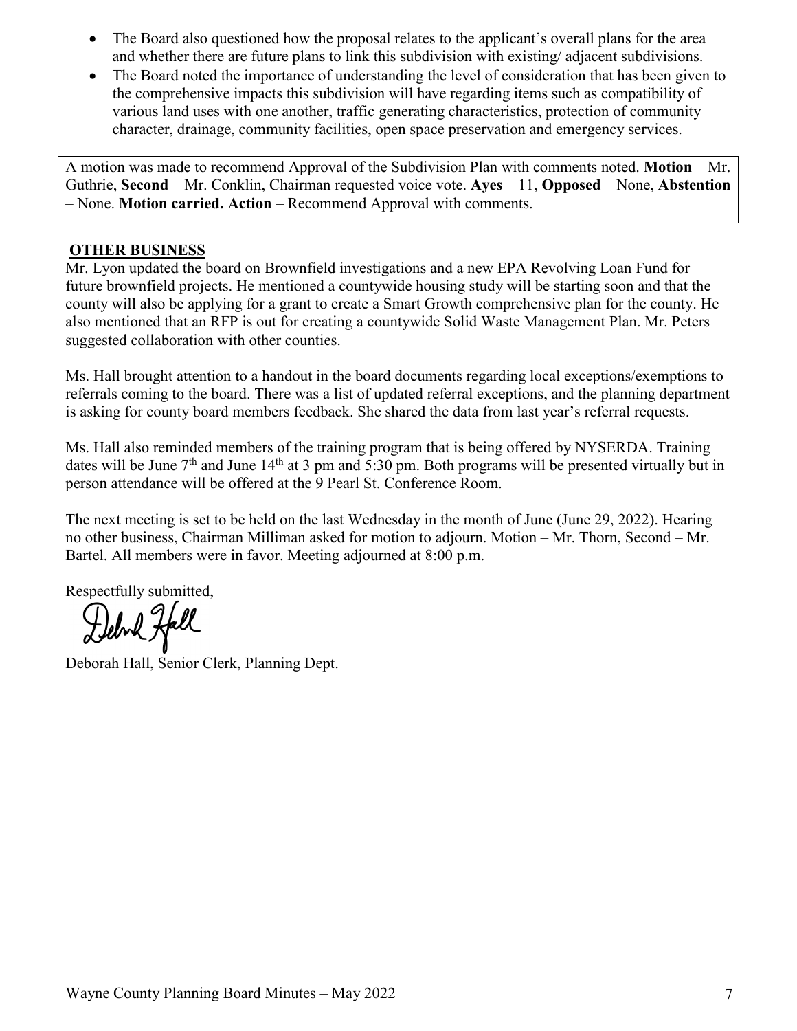- The Board also questioned how the proposal relates to the applicant's overall plans for the area and whether there are future plans to link this subdivision with existing/ adjacent subdivisions.
- The Board noted the importance of understanding the level of consideration that has been given to the comprehensive impacts this subdivision will have regarding items such as compatibility of various land uses with one another, traffic generating characteristics, protection of community character, drainage, community facilities, open space preservation and emergency services.

A motion was made to recommend Approval of the Subdivision Plan with comments noted. **Motion** – Mr. Guthrie, **Second** – Mr. Conklin, Chairman requested voice vote. **Ayes** – 11, **Opposed** – None, **Abstention** – None. **Motion carried. Action** – Recommend Approval with comments.

## OTHER BUSINESS

Mr. Lyon updated the board on Brownfield investigations and a new EPA Revolving Loan Fund for future brownfield projects. He mentioned a countywide housing study will be starting soon and that the county will also be applying for a grant to create a Smart Growth comprehensive plan for the county. He also mentioned that an RFP is out for creating a countywide Solid Waste Management Plan. Mr. Peters suggested collaboration with other counties.

Ms. Hall brought attention to a handout in the board documents regarding local exceptions/exemptions to referrals coming to the board. There was a list of updated referral exceptions, and the planning department is asking for county board members feedback. She shared the data from last year's referral requests.

Ms. Hall also reminded members of the training program that is being offered by NYSERDA. Training dates will be June 7th and June 14th at 3 pm and 5:30 pm. Both programs will be presented virtually but in person attendance will be offered at the 9 Pearl St. Conference Room.

The next meeting is set to be held on the last Wednesday in the month of June (June 29, 2022). Hearing no other business, Chairman Milliman asked for motion to adjourn. Motion – Mr. Thorn, Second – Mr. Bartel. All members were in favor. Meeting adjourned at 8:00 p.m.

Respectfully submitted,

Deborah Hall

Deborah Hall, Senior Clerk, Planning Dept.